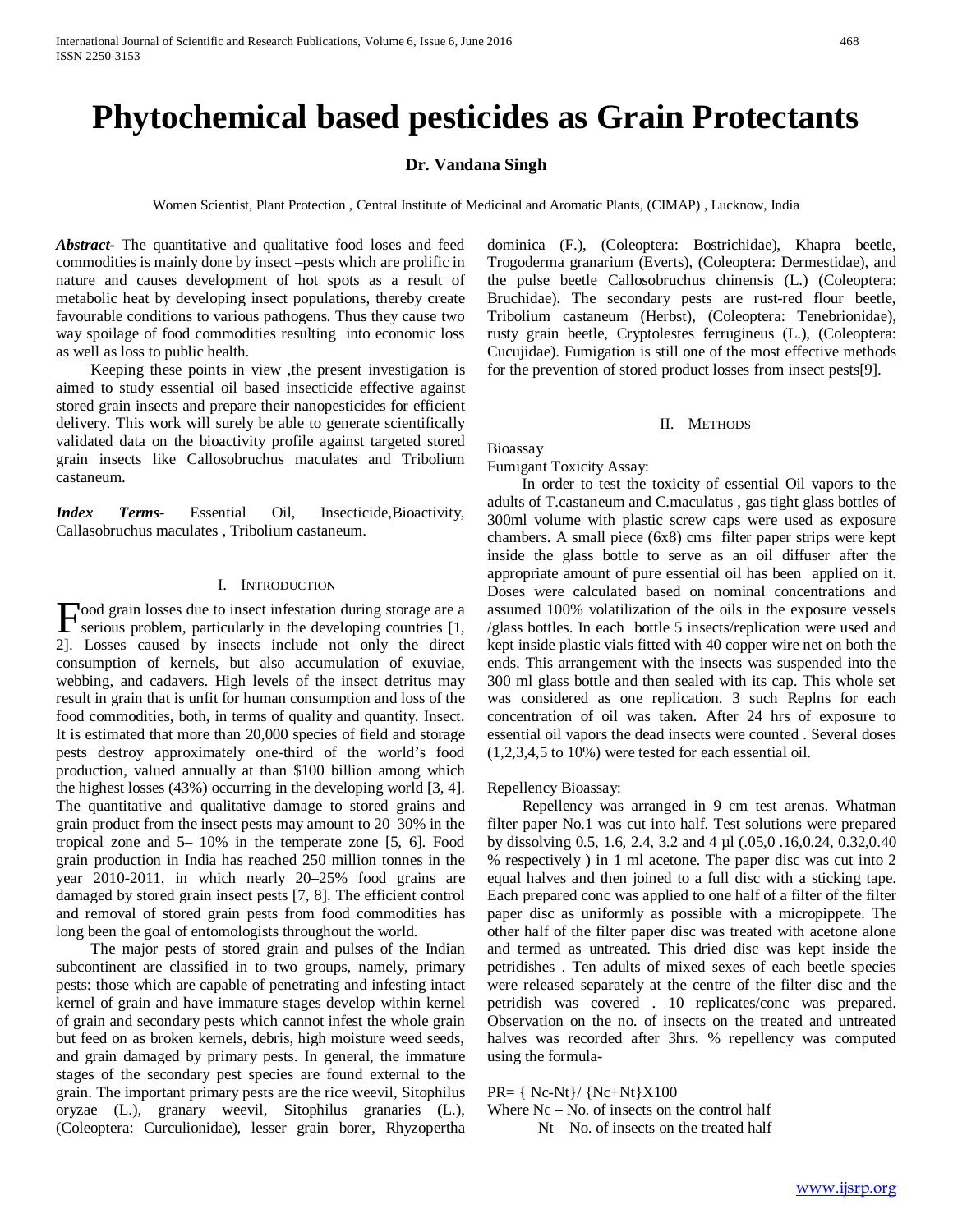# Phytochemical based pesticides as Grain Protectants

**Dr. Vandana Singh**

Women Scientist, Plant Protection , Central Institute of Medicinal and Aromatic Plants, (CIMAP) , Lucknow, India

***Abstract-*** The quantitative and qualitative food loses and feed commodities is mainly done by insect –pests which are prolific in nature and causes development of hot spots as a result of metabolic heat by developing insect populations, thereby create favourable conditions to various pathogens. Thus they cause two way spoilage of food commodities resulting into economic loss as well as loss to public health.

Keeping these points in view ,the present investigation is aimed to study essential oil based insecticide effective against stored grain insects and prepare their nanopesticides for efficient delivery. This work will surely be able to generate scientifically validated data on the bioactivity profile against targeted stored grain insects like Callosobruchus maculates and Tribolium castaneum.

***Index Terms-*** Essential Oil, Insecticide,Bioactivity, Callasobruchus maculates , Tribolium castaneum.

## I. Introduction

Food grain losses due to insect infestation during storage are a serious problem, particularly in the developing countries [1, 2]. Losses caused by insects include not only the direct consumption of kernels, but also accumulation of exuviae, webbing, and cadavers. High levels of the insect detritus may result in grain that is unfit for human consumption and loss of the food commodities, both, in terms of quality and quantity. Insect. It is estimated that more than 20,000 species of field and storage pests destroy approximately one-third of the world's food production, valued annually at than $100 billion among which the highest losses (43%) occurring in the developing world [3, 4]. The quantitative and qualitative damage to stored grains and grain product from the insect pests may amount to 20–30% in the tropical zone and 5– 10% in the temperate zone [5, 6]. Food grain production in India has reached 250 million tonnes in the year 2010-2011, in which nearly 20–25% food grains are damaged by stored grain insect pests [7, 8]. The efficient control and removal of stored grain pests from food commodities has long been the goal of entomologists throughout the world.

The major pests of stored grain and pulses of the Indian subcontinent are classified in to two groups, namely, primary pests: those which are capable of penetrating and infesting intact kernel of grain and have immature stages develop within kernel of grain and secondary pests which cannot infest the whole grain but feed on as broken kernels, debris, high moisture weed seeds, and grain damaged by primary pests. In general, the immature stages of the secondary pest species are found external to the grain. The important primary pests are the rice weevil, Sitophilus oryzae (L.), granary weevil, Sitophilus granaries (L.), (Coleoptera: Curculionidae), lesser grain borer, Rhyzopertha dominica (F.), (Coleoptera: Bostrichidae), Khapra beetle, Trogoderma granarium (Everts), (Coleoptera: Dermestidae), and the pulse beetle Callosobruchus chinensis (L.) (Coleoptera: Bruchidae). The secondary pests are rust-red flour beetle, Tribolium castaneum (Herbst), (Coleoptera: Tenebrionidae), rusty grain beetle, Cryptolestes ferrugineus (L.), (Coleoptera: Cucujidae). Fumigation is still one of the most effective methods for the prevention of stored product losses from insect pests[9].

## II. Methods

Bioassay

Fumigant Toxicity Assay:

In order to test the toxicity of essential Oil vapors to the adults of T.castaneum and C.maculatus , gas tight glass bottles of 300ml volume with plastic screw caps were used as exposure chambers. A small piece (6x8) cms filter paper strips were kept inside the glass bottle to serve as an oil diffuser after the appropriate amount of pure essential oil has been applied on it. Doses were calculated based on nominal concentrations and assumed 100% volatilization of the oils in the exposure vessels /glass bottles. In each bottle 5 insects/replication were used and kept inside plastic vials fitted with 40 copper wire net on both the ends. This arrangement with the insects was suspended into the 300 ml glass bottle and then sealed with its cap. This whole set was considered as one replication. 3 such Replns for each concentration of oil was taken. After 24 hrs of exposure to essential oil vapors the dead insects were counted . Several doses (1,2,3,4,5 to 10%) were tested for each essential oil.

Repellency Bioassay:

Repellency was arranged in 9 cm test arenas. Whatman filter paper No.1 was cut into half. Test solutions were prepared by dissolving 0.5, 1.6, 2.4, 3.2 and 4 μl (.05,0 .16,0.24, 0.32,0.40 % respectively ) in 1 ml acetone. The paper disc was cut into 2 equal halves and then joined to a full disc with a sticking tape. Each prepared conc was applied to one half of a filter of the filter paper disc as uniformly as possible with a micropippete. The other half of the filter paper disc was treated with acetone alone and termed as untreated. This dried disc was kept inside the petridishes . Ten adults of mixed sexes of each beetle species were released separately at the centre of the filter disc and the petridish was covered . 10 replicates/conc was prepared. Observation on the no. of insects on the treated and untreated halves was recorded after 3hrs. % repellency was computed using the formula-

$$PR = \{N_c - N_t\} / \{N_c + N_t\} \times 100$$

Where $N_c$ – No. of insects on the control half

$N_t$ – No. of insects on the treated half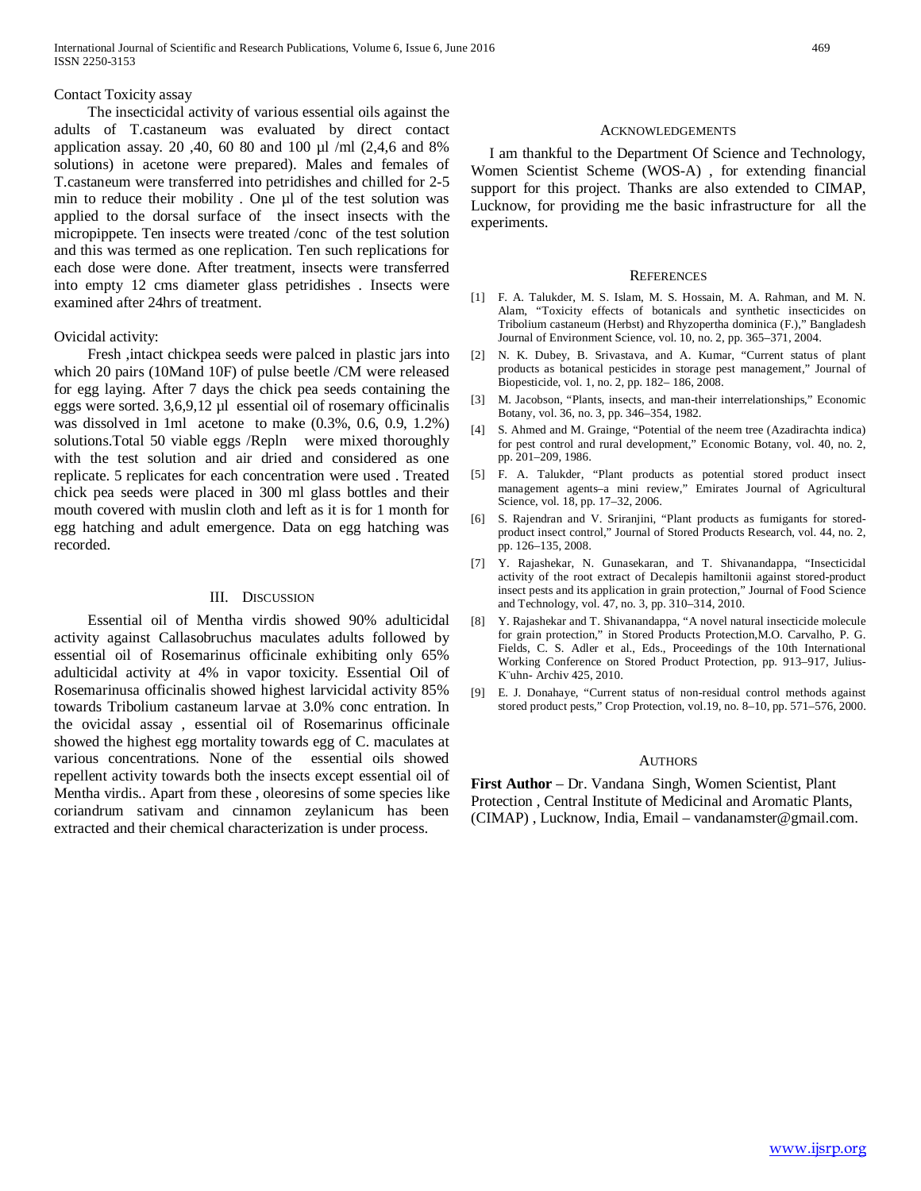Contact Toxicity assay

The insecticidal activity of various essential oils against the adults of T.castaneum was evaluated by direct contact application assay. 20 ,40, 60 80 and 100 µl /ml (2,4,6 and 8% solutions) in acetone were prepared). Males and females of T.castaneum were transferred into petridishes and chilled for 2-5 min to reduce their mobility . One µl of the test solution was applied to the dorsal surface of the insect insects with the micropippete. Ten insects were treated /conc of the test solution and this was termed as one replication. Ten such replications for each dose were done. After treatment, insects were transferred into empty 12 cms diameter glass petridishes . Insects were examined after 24hrs of treatment.

Ovicidal activity:

Fresh ,intact chickpea seeds were palced in plastic jars into which 20 pairs (10Mand 10F) of pulse beetle /CM were released for egg laying. After 7 days the chick pea seeds containing the eggs were sorted. 3,6,9,12 µl essential oil of rosemary officinalis was dissolved in 1ml acetone to make (0.3%, 0.6, 0.9, 1.2%) solutions.Total 50 viable eggs /Repln were mixed thoroughly with the test solution and air dried and considered as one replicate. 5 replicates for each concentration were used . Treated chick pea seeds were placed in 300 ml glass bottles and their mouth covered with muslin cloth and left as it is for 1 month for egg hatching and adult emergence. Data on egg hatching was recorded.

## III. Discussion

Essential oil of Mentha virdis showed 90% adulticidal activity against Callasobruchus maculates adults followed by essential oil of Rosemarinus officinale exhibiting only 65% adulticidal activity at 4% in vapor toxicity. Essential Oil of Rosemarinusa officinalis showed highest larvicidal activity 85% towards Tribolium castaneum larvae at 3.0% conc entration. In the ovicidal assay , essential oil of Rosemarinus officinale showed the highest egg mortality towards egg of C. maculates at various concentrations. None of the essential oils showed repellent activity towards both the insects except essential oil of Mentha virdis.. Apart from these , oleoresins of some species like coriandrum sativam and cinnamon zeylanicum has been extracted and their chemical characterization is under process.

## Acknowledgements

I am thankful to the Department Of Science and Technology, Women Scientist Scheme (WOS-A) , for extending financial support for this project. Thanks are also extended to CIMAP, Lucknow, for providing me the basic infrastructure for all the experiments.

## References

[1] F. A. Talukder, M. S. Islam, M. S. Hossain, M. A. Rahman, and M. N. Alam, "Toxicity effects of botanicals and synthetic insecticides on Tribolium castaneum (Herbst) and Rhyzopertha dominica (F.)," Bangladesh Journal of Environment Science, vol. 10, no. 2, pp. 365–371, 2004.

[2] N. K. Dubey, B. Srivastava, and A. Kumar, "Current status of plant products as botanical pesticides in storage pest management," Journal of Biopesticide, vol. 1, no. 2, pp. 182– 186, 2008.

[3] M. Jacobson, "Plants, insects, and man-their interrelationships," Economic Botany, vol. 36, no. 3, pp. 346–354, 1982.

[4] S. Ahmed and M. Grainge, "Potential of the neem tree (Azadirachta indica) for pest control and rural development," Economic Botany, vol. 40, no. 2, pp. 201–209, 1986.

[5] F. A. Talukder, "Plant products as potential stored product insect management agents–a mini review," Emirates Journal of Agricultural Science, vol. 18, pp. 17–32, 2006.

[6] S. Rajendran and V. Sriranjini, "Plant products as fumigants for stored-product insect control," Journal of Stored Products Research, vol. 44, no. 2, pp. 126–135, 2008.

[7] Y. Rajashekar, N. Gunasekaran, and T. Shivanandappa, "Insecticidal activity of the root extract of Decalepis hamiltonii against stored-product insect pests and its application in grain protection," Journal of Food Science and Technology, vol. 47, no. 3, pp. 310–314, 2010.

[8] Y. Rajashekar and T. Shivanandappa, "A novel natural insecticide molecule for grain protection," in Stored Products Protection,M.O. Carvalho, P. G. Fields, C. S. Adler et al., Eds., Proceedings of the 10th International Working Conference on Stored Product Protection, pp. 913–917, Julius-K¨uhn- Archiv 425, 2010.

[9] E. J. Donahaye, "Current status of non-residual control methods against stored product pests," Crop Protection, vol.19, no. 8–10, pp. 571–576, 2000.

## Authors

**First Author** – Dr. Vandana Singh, Women Scientist, Plant Protection , Central Institute of Medicinal and Aromatic Plants, (CIMAP) , Lucknow, India, Email – vandanamster@gmail.com.